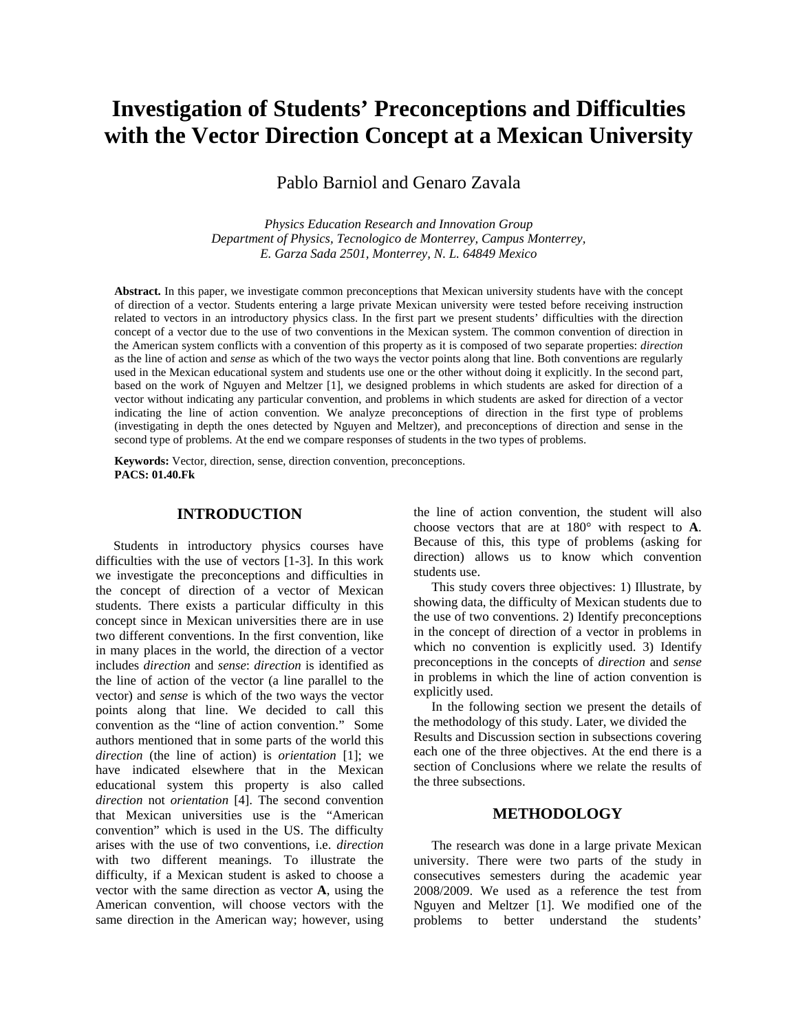# Investigation of Students' Preconceptions and Difficulties with the Vector Direction Concept at a Mexican University

Pablo Barniol and Genaro Zavala

*Physics Education Research and Innovation Group*
*Department of Physics, Tecnologico de Monterrey, Campus Monterrey,*
*E. Garza Sada 2501, Monterrey, N. L. 64849 Mexico*

**Abstract.** In this paper, we investigate common preconceptions that Mexican university students have with the concept of direction of a vector. Students entering a large private Mexican university were tested before receiving instruction related to vectors in an introductory physics class. In the first part we present students' difficulties with the direction concept of a vector due to the use of two conventions in the Mexican system. The common convention of direction in the American system conflicts with a convention of this property as it is composed of two separate properties: *direction* as the line of action and *sense* as which of the two ways the vector points along that line. Both conventions are regularly used in the Mexican educational system and students use one or the other without doing it explicitly. In the second part, based on the work of Nguyen and Meltzer [1], we designed problems in which students are asked for direction of a vector without indicating any particular convention, and problems in which students are asked for direction of a vector indicating the line of action convention. We analyze preconceptions of direction in the first type of problems (investigating in depth the ones detected by Nguyen and Meltzer), and preconceptions of direction and sense in the second type of problems. At the end we compare responses of students in the two types of problems.

**Keywords:** Vector, direction, sense, direction convention, preconceptions.
**PACS: 01.40.Fk**

## INTRODUCTION

Students in introductory physics courses have difficulties with the use of vectors [1-3]. In this work we investigate the preconceptions and difficulties in the concept of direction of a vector of Mexican students. There exists a particular difficulty in this concept since in Mexican universities there are in use two different conventions. In the first convention, like in many places in the world, the direction of a vector includes *direction* and *sense*: *direction* is identified as the line of action of the vector (a line parallel to the vector) and *sense* is which of the two ways the vector points along that line. We decided to call this convention as the "line of action convention." Some authors mentioned that in some parts of the world this *direction* (the line of action) is *orientation* [1]; we have indicated elsewhere that in the Mexican educational system this property is also called *direction* not *orientation* [4]. The second convention that Mexican universities use is the "American convention" which is used in the US. The difficulty arises with the use of two conventions, i.e. *direction* with two different meanings. To illustrate the difficulty, if a Mexican student is asked to choose a vector with the same direction as vector **A**, using the American convention, will choose vectors with the same direction in the American way; however, using the line of action convention, the student will also choose vectors that are at 180° with respect to **A**. Because of this, this type of problems (asking for direction) allows us to know which convention students use.

This study covers three objectives: 1) Illustrate, by showing data, the difficulty of Mexican students due to the use of two conventions. 2) Identify preconceptions in the concept of direction of a vector in problems in which no convention is explicitly used. 3) Identify preconceptions in the concepts of *direction* and *sense* in problems in which the line of action convention is explicitly used.

In the following section we present the details of the methodology of this study. Later, we divided the Results and Discussion section in subsections covering each one of the three objectives. At the end there is a section of Conclusions where we relate the results of the three subsections.

## METHODOLOGY

The research was done in a large private Mexican university. There were two parts of the study in consecutives semesters during the academic year 2008/2009. We used as a reference the test from Nguyen and Meltzer [1]. We modified one of the problems to better understand the students'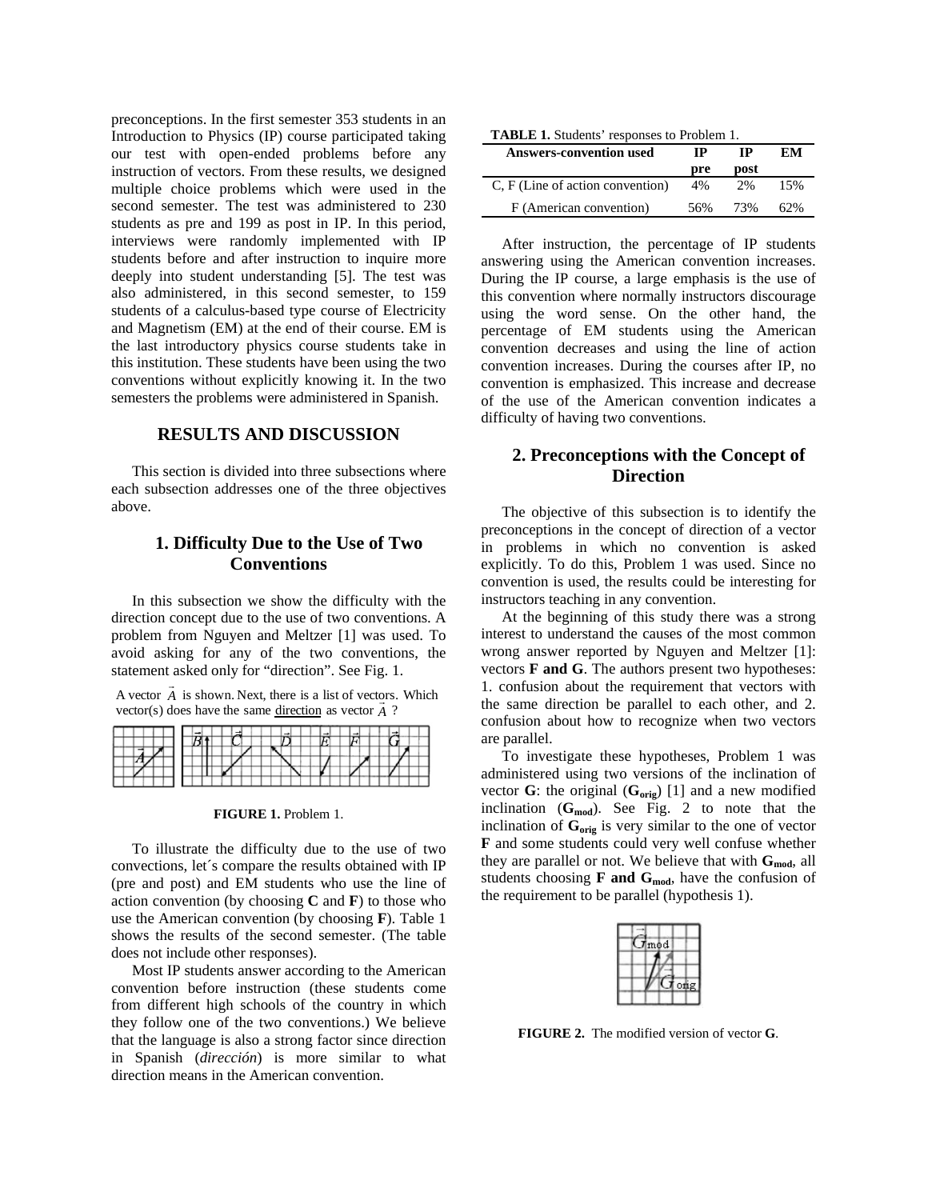preconceptions. In the first semester 353 students in an Introduction to Physics (IP) course participated taking our test with open-ended problems before any instruction of vectors. From these results, we designed multiple choice problems which were used in the second semester. The test was administered to 230 students as pre and 199 as post in IP. In this period, interviews were randomly implemented with IP students before and after instruction to inquire more deeply into student understanding [5]. The test was also administered, in this second semester, to 159 students of a calculus-based type course of Electricity and Magnetism (EM) at the end of their course. EM is the last introductory physics course students take in this institution. These students have been using the two conventions without explicitly knowing it. In the two semesters the problems were administered in Spanish.

## RESULTS AND DISCUSSION

This section is divided into three subsections where each subsection addresses one of the three objectives above.

### 1. Difficulty Due to the Use of Two Conventions

In this subsection we show the difficulty with the direction concept due to the use of two conventions. A problem from Nguyen and Meltzer [1] was used. To avoid asking for any of the two conventions, the statement asked only for "direction". See Fig. 1.

A vector $\vec{A}$ is shown. Next, there is a list of vectors. Which vector(s) does have the same direction as vector $\vec{A}$ ?

**FIGURE 1.** Problem 1.

To illustrate the difficulty due to the use of two convections, let´s compare the results obtained with IP (pre and post) and EM students who use the line of action convention (by choosing **C** and **F**) to those who use the American convention (by choosing **F**). Table 1 shows the results of the second semester. (The table does not include other responses).

Most IP students answer according to the American convention before instruction (these students come from different high schools of the country in which they follow one of the two conventions.) We believe that the language is also a strong factor since direction in Spanish (*dirección*) is more similar to what direction means in the American convention.

**TABLE 1.** Students' responses to Problem 1.

| Answers-convention used | IP pre | IP post | EM |
|---|---|---|---|
| C, F (Line of action convention) | 4% | 2% | 15% |
| F (American convention) | 56% | 73% | 62% |

After instruction, the percentage of IP students answering using the American convention increases. During the IP course, a large emphasis is the use of this convention where normally instructors discourage using the word sense. On the other hand, the percentage of EM students using the American convention decreases and using the line of action convention increases. During the courses after IP, no convention is emphasized. This increase and decrease of the use of the American convention indicates a difficulty of having two conventions.

### 2. Preconceptions with the Concept of Direction

The objective of this subsection is to identify the preconceptions in the concept of direction of a vector in problems in which no convention is asked explicitly. To do this, Problem 1 was used. Since no convention is used, the results could be interesting for instructors teaching in any convention.

At the beginning of this study there was a strong interest to understand the causes of the most common wrong answer reported by Nguyen and Meltzer [1]: vectors **F and G**. The authors present two hypotheses: 1. confusion about the requirement that vectors with the same direction be parallel to each other, and 2. confusion about how to recognize when two vectors are parallel.

To investigate these hypotheses, Problem 1 was administered using two versions of the inclination of vector **G**: the original ($\mathbf{G_{orig}}$) [1] and a new modified inclination ($\mathbf{G_{mod}}$). See Fig. 2 to note that the inclination of $\mathbf{G_{orig}}$ is very similar to the one of vector **F** and some students could very well confuse whether they are parallel or not. We believe that with $\mathbf{G_{mod}}$, all students choosing **F and** $\mathbf{G_{mod}}$, have the confusion of the requirement to be parallel (hypothesis 1).

**FIGURE 2.** The modified version of vector **G**.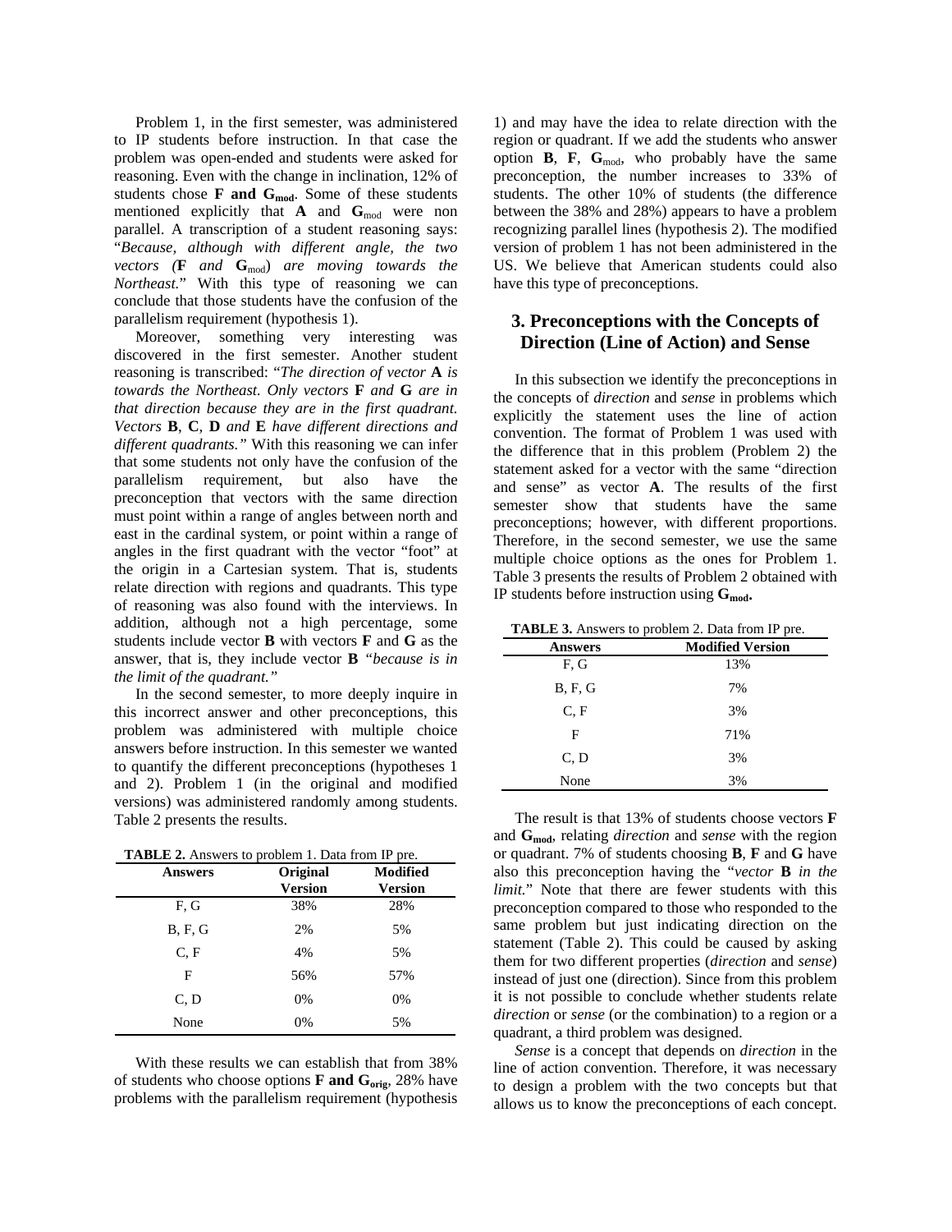Problem 1, in the first semester, was administered to IP students before instruction. In that case the problem was open-ended and students were asked for reasoning. Even with the change in inclination, 12% of students chose **F and G$_{\mathbf{mod}}$**. Some of these students mentioned explicitly that **A** and **G**$_{\text{mod}}$ were non parallel. A transcription of a student reasoning says: "*Because, although with different angle, the two vectors (***F** *and* **G**$_{\text{mod}}$*) are moving towards the Northeast.*" With this type of reasoning we can conclude that those students have the confusion of the parallelism requirement (hypothesis 1).

Moreover, something very interesting was discovered in the first semester. Another student reasoning is transcribed: "*The direction of vector* **A** *is towards the Northeast. Only vectors* **F** *and* **G** *are in that direction because they are in the first quadrant. Vectors* **B**, **C**, **D** *and* **E** *have different directions and different quadrants.*" With this reasoning we can infer that some students not only have the confusion of the parallelism requirement, but also have the preconception that vectors with the same direction must point within a range of angles between north and east in the cardinal system, or point within a range of angles in the first quadrant with the vector "foot" at the origin in a Cartesian system. That is, students relate direction with regions and quadrants. This type of reasoning was also found with the interviews. In addition, although not a high percentage, some students include vector **B** with vectors **F** and **G** as the answer, that is, they include vector **B** *"because is in the limit of the quadrant."*

In the second semester, to more deeply inquire in this incorrect answer and other preconceptions, this problem was administered with multiple choice answers before instruction. In this semester we wanted to quantify the different preconceptions (hypotheses 1 and 2). Problem 1 (in the original and modified versions) was administered randomly among students. Table 2 presents the results.

**TABLE 2.** Answers to problem 1. Data from IP pre.

| Answers | Original Version | Modified Version |
|---|---|---|
| F, G | 38% | 28% |
| B, F, G | 2% | 5% |
| C, F | 4% | 5% |
| F | 56% | 57% |
| C, D | 0% | 0% |
| None | 0% | 5% |

With these results we can establish that from 38% of students who choose options **F and G$_{\mathbf{orig}}$**, 28% have problems with the parallelism requirement (hypothesis 1) and may have the idea to relate direction with the region or quadrant. If we add the students who answer option **B**, **F**, **G**$_{\text{mod}}$, who probably have the same preconception, the number increases to 33% of students. The other 10% of students (the difference between the 38% and 28%) appears to have a problem recognizing parallel lines (hypothesis 2). The modified version of problem 1 has not been administered in the US. We believe that American students could also have this type of preconceptions.

## 3. Preconceptions with the Concepts of Direction (Line of Action) and Sense

In this subsection we identify the preconceptions in the concepts of *direction* and *sense* in problems which explicitly the statement uses the line of action convention. The format of Problem 1 was used with the difference that in this problem (Problem 2) the statement asked for a vector with the same "direction and sense" as vector **A**. The results of the first semester show that students have the same preconceptions; however, with different proportions. Therefore, in the second semester, we use the same multiple choice options as the ones for Problem 1. Table 3 presents the results of Problem 2 obtained with IP students before instruction using **G$_{\mathbf{mod}}$.**

**TABLE 3.** Answers to problem 2. Data from IP pre.

| Answers | Modified Version |
|---|---|
| F, G | 13% |
| B, F, G | 7% |
| C, F | 3% |
| F | 71% |
| C, D | 3% |
| None | 3% |

The result is that 13% of students choose vectors **F** and **G$_{\mathbf{mod}}$**, relating *direction* and *sense* with the region or quadrant. 7% of students choosing **B**, **F** and **G** have also this preconception having the "*vector* **B** *in the limit.*" Note that there are fewer students with this preconception compared to those who responded to the same problem but just indicating direction on the statement (Table 2). This could be caused by asking them for two different properties (*direction* and *sense*) instead of just one (direction). Since from this problem it is not possible to conclude whether students relate *direction* or *sense* (or the combination) to a region or a quadrant, a third problem was designed.

*Sense* is a concept that depends on *direction* in the line of action convention. Therefore, it was necessary to design a problem with the two concepts but that allows us to know the preconceptions of each concept.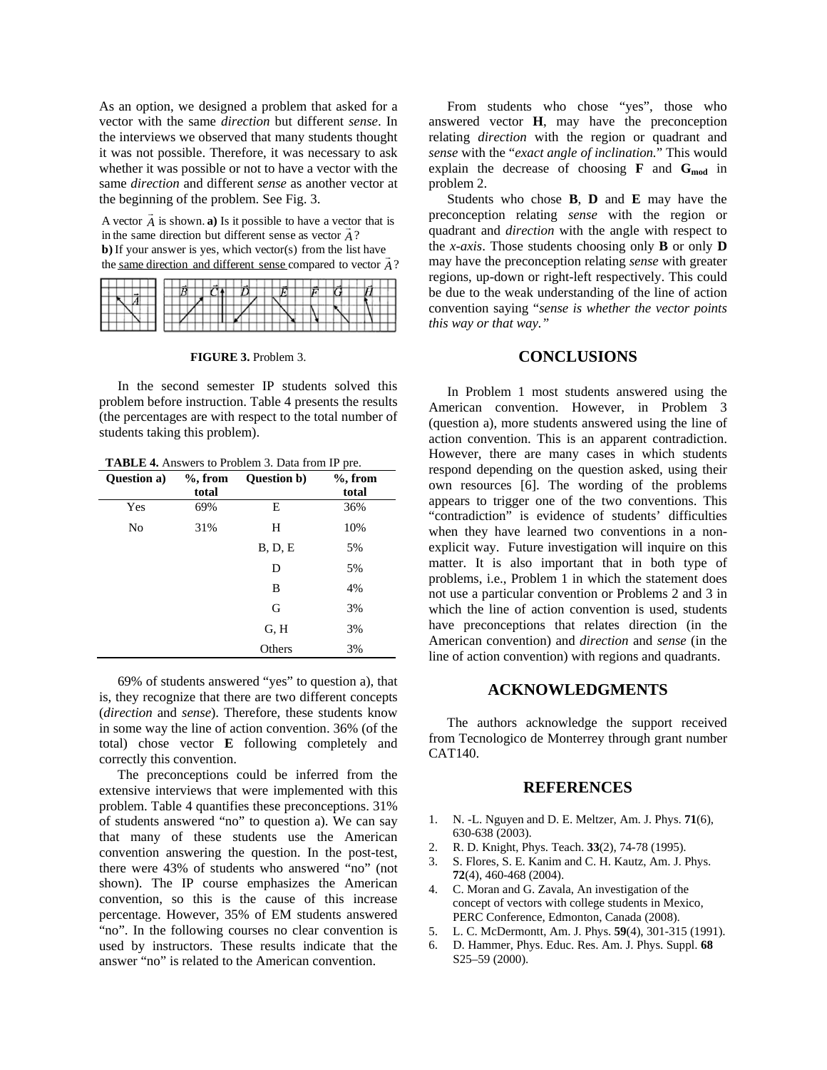As an option, we designed a problem that asked for a vector with the same *direction* but different *sense*. In the interviews we observed that many students thought it was not possible. Therefore, it was necessary to ask whether it was possible or not to have a vector with the same *direction* and different *sense* as another vector at the beginning of the problem. See Fig. 3.

A vector $\vec{A}$ is shown. **a)** Is it possible to have a vector that is in the same direction but different sense as vector $\vec{A}$?
**b)** If your answer is yes, which vector(s) from the list have the same direction and different sense compared to vector $\vec{A}$?

$\vec{A}$ $\vec{B}$ $\vec{C}$ $\vec{D}$ $\vec{E}$ $\vec{F}$ $\vec{G}$ $\vec{H}$

**FIGURE 3.** Problem 3.

In the second semester IP students solved this problem before instruction. Table 4 presents the results (the percentages are with respect to the total number of students taking this problem).

**TABLE 4.** Answers to Problem 3. Data from IP pre.

| Question a) | %, from total | Question b) | %, from total |
|---|---|---|---|
| Yes | 69% | E | 36% |
| No | 31% | H | 10% |
| | | B, D, E | 5% |
| | | D | 5% |
| | | B | 4% |
| | | G | 3% |
| | | G, H | 3% |
| | | Others | 3% |

69% of students answered "yes" to question a), that is, they recognize that there are two different concepts (*direction* and *sense*). Therefore, these students know in some way the line of action convention. 36% (of the total) chose vector **E** following completely and correctly this convention.

The preconceptions could be inferred from the extensive interviews that were implemented with this problem. Table 4 quantifies these preconceptions. 31% of students answered "no" to question a). We can say that many of these students use the American convention answering the question. In the post-test, there were 43% of students who answered "no" (not shown). The IP course emphasizes the American convention, so this is the cause of this increase percentage. However, 35% of EM students answered "no". In the following courses no clear convention is used by instructors. These results indicate that the answer "no" is related to the American convention.

From students who chose "yes", those who answered vector **H**, may have the preconception relating *direction* with the region or quadrant and *sense* with the "*exact angle of inclination*." This would explain the decrease of choosing **F** and $\mathbf{G}_{\mathbf{mod}}$ in problem 2.

Students who chose **B**, **D** and **E** may have the preconception relating *sense* with the region or quadrant and *direction* with the angle with respect to the *x-axis*. Those students choosing only **B** or only **D** may have the preconception relating *sense* with greater regions, up-down or right-left respectively. This could be due to the weak understanding of the line of action convention saying "*sense is whether the vector points this way or that way.*"

## CONCLUSIONS

In Problem 1 most students answered using the American convention. However, in Problem 3 (question a), more students answered using the line of action convention. This is an apparent contradiction. However, there are many cases in which students respond depending on the question asked, using their own resources [6]. The wording of the problems appears to trigger one of the two conventions. This "contradiction" is evidence of students' difficulties when they have learned two conventions in a non-explicit way. Future investigation will inquire on this matter. It is also important that in both type of problems, i.e., Problem 1 in which the statement does not use a particular convention or Problems 2 and 3 in which the line of action convention is used, students have preconceptions that relates direction (in the American convention) and *direction* and *sense* (in the line of action convention) with regions and quadrants.

## ACKNOWLEDGMENTS

The authors acknowledge the support received from Tecnologico de Monterrey through grant number CAT140.

## REFERENCES

1. N. -L. Nguyen and D. E. Meltzer, Am. J. Phys. **71**(6), 630-638 (2003).
2. R. D. Knight, Phys. Teach. **33**(2), 74-78 (1995).
3. S. Flores, S. E. Kanim and C. H. Kautz, Am. J. Phys. **72**(4), 460-468 (2004).
4. C. Moran and G. Zavala, An investigation of the concept of vectors with college students in Mexico, PERC Conference, Edmonton, Canada (2008).
5. L. C. McDermontt, Am. J. Phys. **59**(4), 301-315 (1991).
6. D. Hammer, Phys. Educ. Res. Am. J. Phys. Suppl. **68** S25–59 (2000).